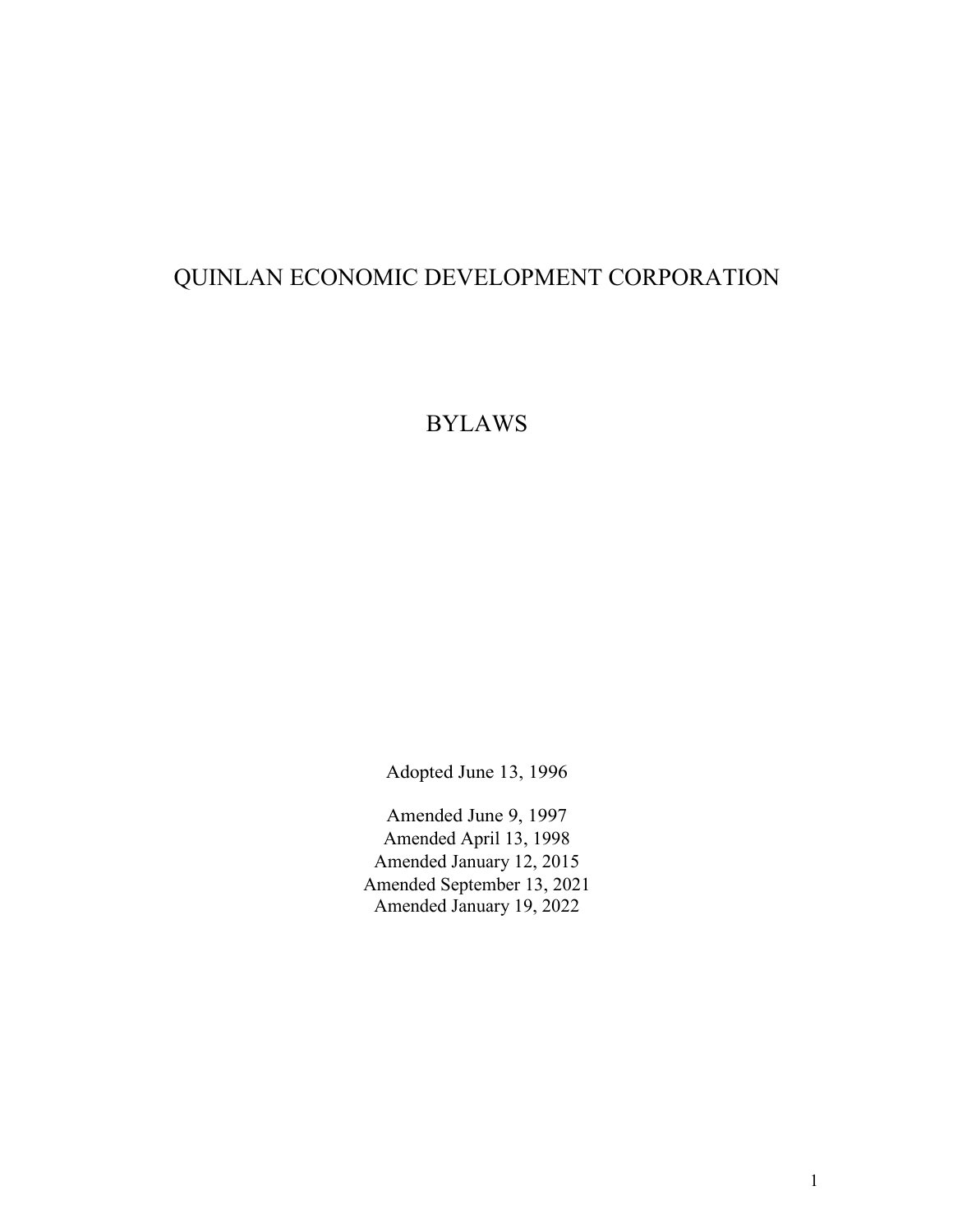# QUINLAN ECONOMIC DEVELOPMENT CORPORATION

## BYLAWS

Adopted June 13, 1996

Amended June 9, 1997
Amended April 13, 1998
Amended January 12, 2015
Amended September 13, 2021
Amended January 19, 2022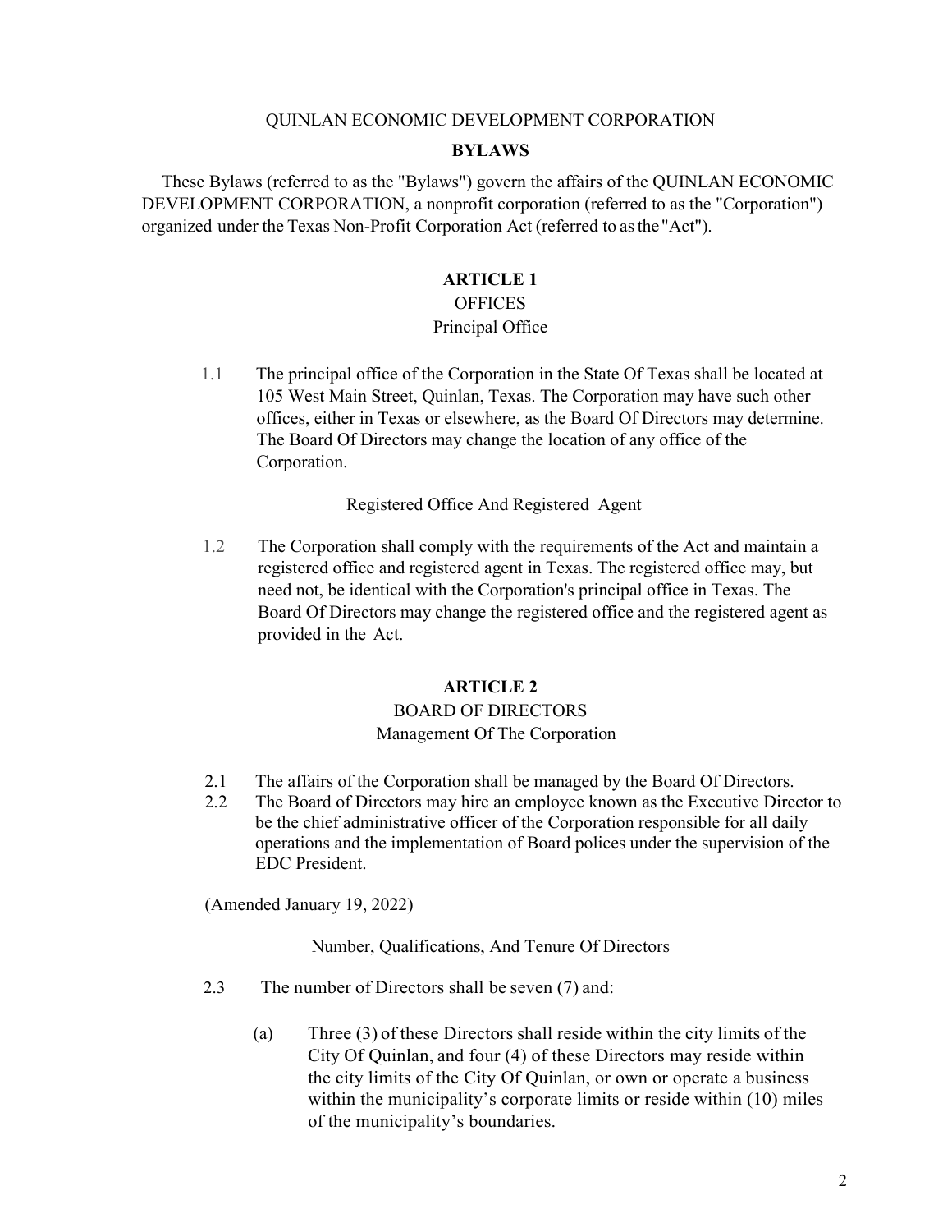QUINLAN ECONOMIC DEVELOPMENT CORPORATION

# BYLAWS

These Bylaws (referred to as the "Bylaws") govern the affairs of the QUINLAN ECONOMIC DEVELOPMENT CORPORATION, a nonprofit corporation (referred to as the "Corporation") organized under the Texas Non-Profit Corporation Act (referred to as the "Act").

## ARTICLE 1
OFFICES

### Principal Office

1.1 The principal office of the Corporation in the State Of Texas shall be located at 105 West Main Street, Quinlan, Texas. The Corporation may have such other offices, either in Texas or elsewhere, as the Board Of Directors may determine. The Board Of Directors may change the location of any office of the Corporation.

### Registered Office And Registered Agent

1.2 The Corporation shall comply with the requirements of the Act and maintain a registered office and registered agent in Texas. The registered office may, but need not, be identical with the Corporation's principal office in Texas. The Board Of Directors may change the registered office and the registered agent as provided in the Act.

## ARTICLE 2
BOARD OF DIRECTORS

### Management Of The Corporation

2.1 The affairs of the Corporation shall be managed by the Board Of Directors.

2.2 The Board of Directors may hire an employee known as the Executive Director to be the chief administrative officer of the Corporation responsible for all daily operations and the implementation of Board polices under the supervision of the EDC President.

(Amended January 19, 2022)

### Number, Qualifications, And Tenure Of Directors

2.3 The number of Directors shall be seven (7) and:

(a) Three (3) of these Directors shall reside within the city limits of the City Of Quinlan, and four (4) of these Directors may reside within the city limits of the City Of Quinlan, or own or operate a business within the municipality's corporate limits or reside within (10) miles of the municipality's boundaries.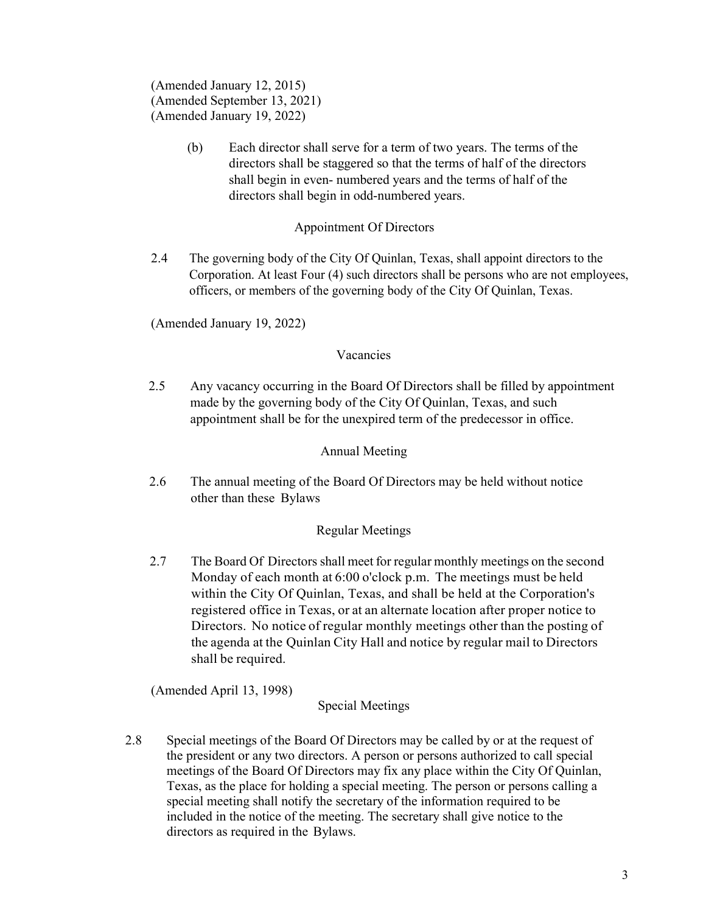(Amended January 12, 2015)
(Amended September 13, 2021)
(Amended January 19, 2022)

(b) Each director shall serve for a term of two years. The terms of the directors shall be staggered so that the terms of half of the directors shall begin in even- numbered years and the terms of half of the directors shall begin in odd-numbered years.

### Appointment Of Directors

2.4 The governing body of the City Of Quinlan, Texas, shall appoint directors to the Corporation. At least Four (4) such directors shall be persons who are not employees, officers, or members of the governing body of the City Of Quinlan, Texas.

(Amended January 19, 2022)

### Vacancies

2.5 Any vacancy occurring in the Board Of Directors shall be filled by appointment made by the governing body of the City Of Quinlan, Texas, and such appointment shall be for the unexpired term of the predecessor in office.

### Annual Meeting

2.6 The annual meeting of the Board Of Directors may be held without notice other than these Bylaws

### Regular Meetings

2.7 The Board Of Directors shall meet for regular monthly meetings on the second Monday of each month at 6:00 o'clock p.m. The meetings must be held within the City Of Quinlan, Texas, and shall be held at the Corporation's registered office in Texas, or at an alternate location after proper notice to Directors. No notice of regular monthly meetings other than the posting of the agenda at the Quinlan City Hall and notice by regular mail to Directors shall be required.

(Amended April 13, 1998)

### Special Meetings

2.8 Special meetings of the Board Of Directors may be called by or at the request of the president or any two directors. A person or persons authorized to call special meetings of the Board Of Directors may fix any place within the City Of Quinlan, Texas, as the place for holding a special meeting. The person or persons calling a special meeting shall notify the secretary of the information required to be included in the notice of the meeting. The secretary shall give notice to the directors as required in the Bylaws.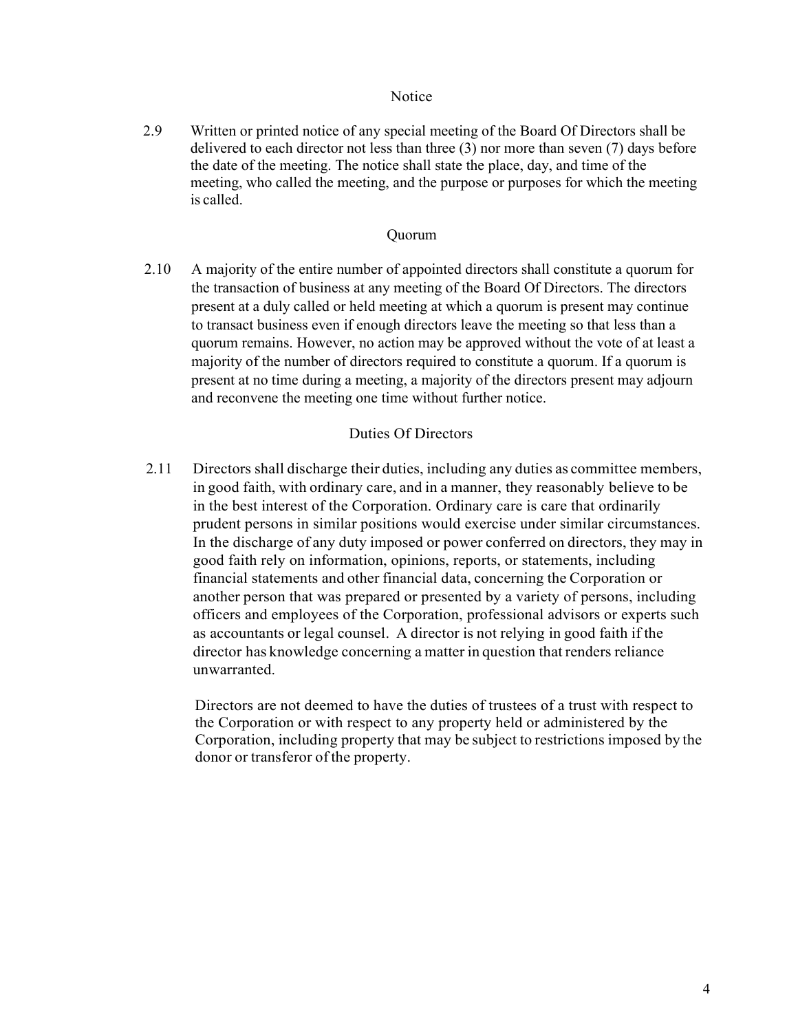### Notice

2.9 Written or printed notice of any special meeting of the Board Of Directors shall be delivered to each director not less than three (3) nor more than seven (7) days before the date of the meeting. The notice shall state the place, day, and time of the meeting, who called the meeting, and the purpose or purposes for which the meeting is called.

### Quorum

2.10 A majority of the entire number of appointed directors shall constitute a quorum for the transaction of business at any meeting of the Board Of Directors. The directors present at a duly called or held meeting at which a quorum is present may continue to transact business even if enough directors leave the meeting so that less than a quorum remains. However, no action may be approved without the vote of at least a majority of the number of directors required to constitute a quorum. If a quorum is present at no time during a meeting, a majority of the directors present may adjourn and reconvene the meeting one time without further notice.

### Duties Of Directors

2.11 Directors shall discharge their duties, including any duties as committee members, in good faith, with ordinary care, and in a manner, they reasonably believe to be in the best interest of the Corporation. Ordinary care is care that ordinarily prudent persons in similar positions would exercise under similar circumstances. In the discharge of any duty imposed or power conferred on directors, they may in good faith rely on information, opinions, reports, or statements, including financial statements and other financial data, concerning the Corporation or another person that was prepared or presented by a variety of persons, including officers and employees of the Corporation, professional advisors or experts such as accountants or legal counsel. A director is not relying in good faith if the director has knowledge concerning a matter in question that renders reliance unwarranted.

Directors are not deemed to have the duties of trustees of a trust with respect to the Corporation or with respect to any property held or administered by the Corporation, including property that may be subject to restrictions imposed by the donor or transferor of the property.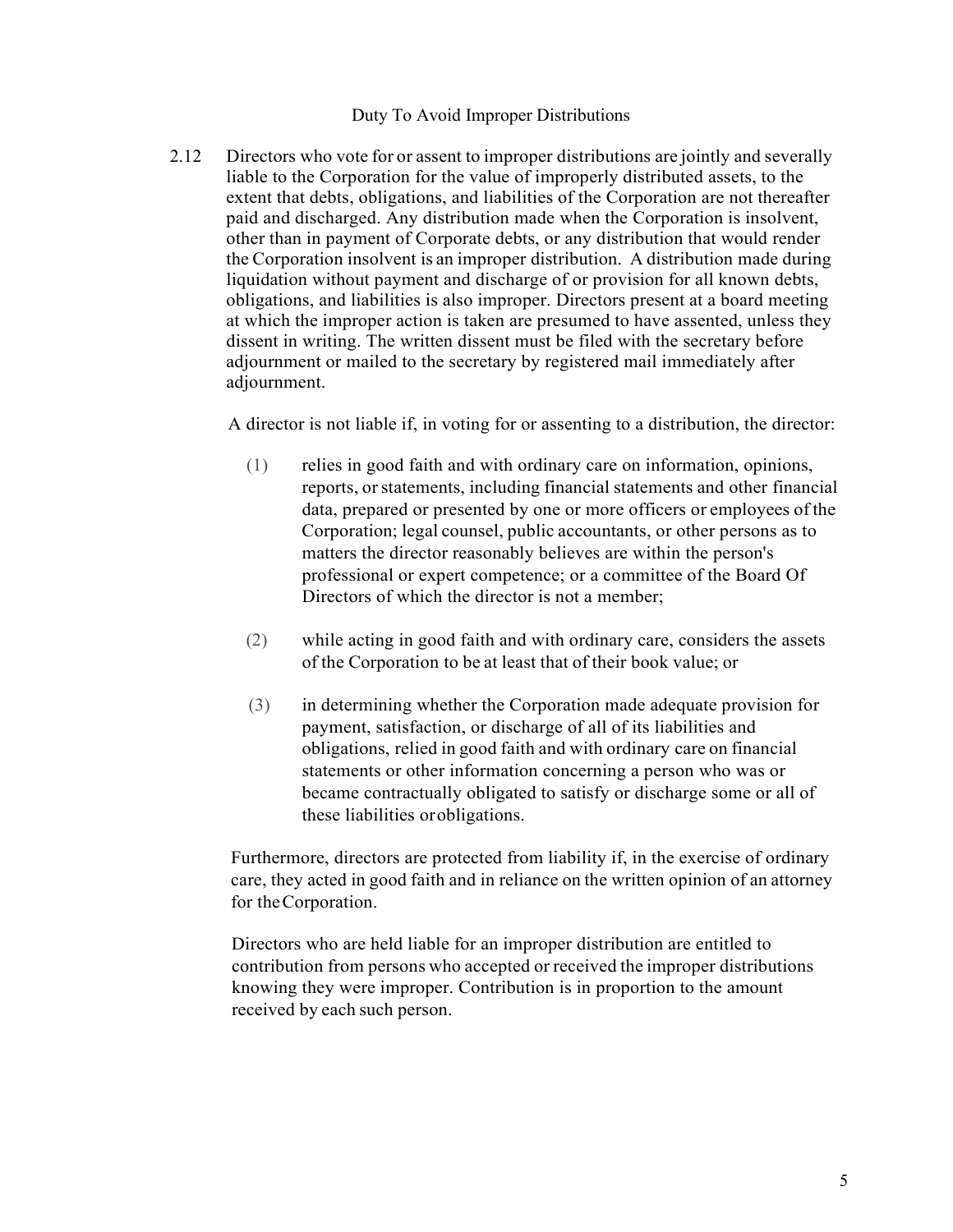## Duty To Avoid Improper Distributions

2.12 Directors who vote for or assent to improper distributions are jointly and severally liable to the Corporation for the value of improperly distributed assets, to the extent that debts, obligations, and liabilities of the Corporation are not thereafter paid and discharged. Any distribution made when the Corporation is insolvent, other than in payment of Corporate debts, or any distribution that would render the Corporation insolvent is an improper distribution. A distribution made during liquidation without payment and discharge of or provision for all known debts, obligations, and liabilities is also improper. Directors present at a board meeting at which the improper action is taken are presumed to have assented, unless they dissent in writing. The written dissent must be filed with the secretary before adjournment or mailed to the secretary by registered mail immediately after adjournment.

A director is not liable if, in voting for or assenting to a distribution, the director:

(1) relies in good faith and with ordinary care on information, opinions, reports, or statements, including financial statements and other financial data, prepared or presented by one or more officers or employees of the Corporation; legal counsel, public accountants, or other persons as to matters the director reasonably believes are within the person's professional or expert competence; or a committee of the Board Of Directors of which the director is not a member;

(2) while acting in good faith and with ordinary care, considers the assets of the Corporation to be at least that of their book value; or

(3) in determining whether the Corporation made adequate provision for payment, satisfaction, or discharge of all of its liabilities and obligations, relied in good faith and with ordinary care on financial statements or other information concerning a person who was or became contractually obligated to satisfy or discharge some or all of these liabilities or obligations.

Furthermore, directors are protected from liability if, in the exercise of ordinary care, they acted in good faith and in reliance on the written opinion of an attorney for the Corporation.

Directors who are held liable for an improper distribution are entitled to contribution from persons who accepted or received the improper distributions knowing they were improper. Contribution is in proportion to the amount received by each such person.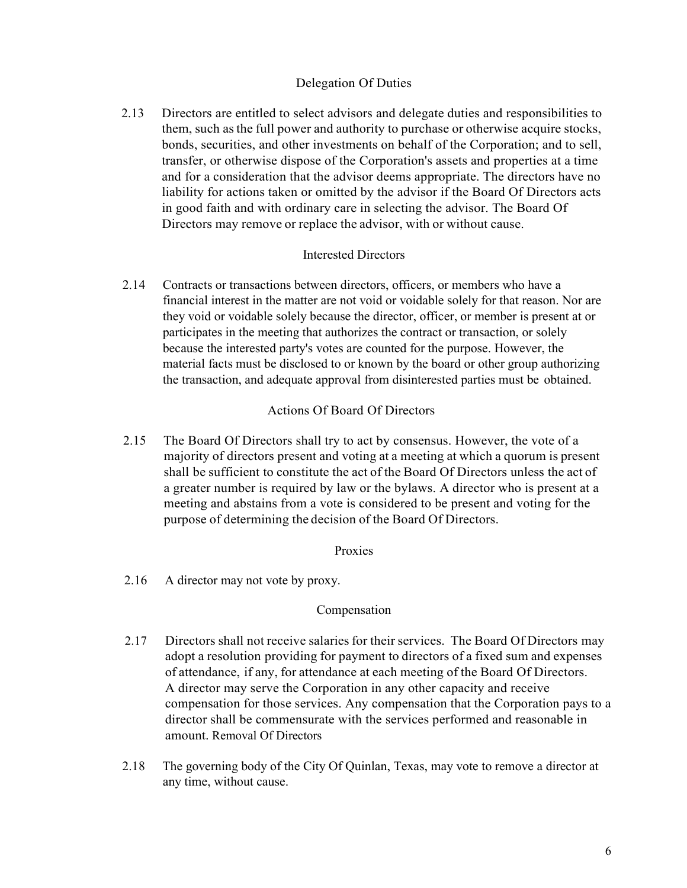### Delegation Of Duties

2.13 Directors are entitled to select advisors and delegate duties and responsibilities to them, such as the full power and authority to purchase or otherwise acquire stocks, bonds, securities, and other investments on behalf of the Corporation; and to sell, transfer, or otherwise dispose of the Corporation's assets and properties at a time and for a consideration that the advisor deems appropriate. The directors have no liability for actions taken or omitted by the advisor if the Board Of Directors acts in good faith and with ordinary care in selecting the advisor. The Board Of Directors may remove or replace the advisor, with or without cause.

### Interested Directors

2.14 Contracts or transactions between directors, officers, or members who have a financial interest in the matter are not void or voidable solely for that reason. Nor are they void or voidable solely because the director, officer, or member is present at or participates in the meeting that authorizes the contract or transaction, or solely because the interested party's votes are counted for the purpose. However, the material facts must be disclosed to or known by the board or other group authorizing the transaction, and adequate approval from disinterested parties must be obtained.

### Actions Of Board Of Directors

2.15 The Board Of Directors shall try to act by consensus. However, the vote of a majority of directors present and voting at a meeting at which a quorum is present shall be sufficient to constitute the act of the Board Of Directors unless the act of a greater number is required by law or the bylaws. A director who is present at a meeting and abstains from a vote is considered to be present and voting for the purpose of determining the decision of the Board Of Directors.

### Proxies

2.16 A director may not vote by proxy.

### Compensation

2.17 Directors shall not receive salaries for their services. The Board Of Directors may adopt a resolution providing for payment to directors of a fixed sum and expenses of attendance, if any, for attendance at each meeting of the Board Of Directors. A director may serve the Corporation in any other capacity and receive compensation for those services. Any compensation that the Corporation pays to a director shall be commensurate with the services performed and reasonable in amount. Removal Of Directors

2.18 The governing body of the City Of Quinlan, Texas, may vote to remove a director at any time, without cause.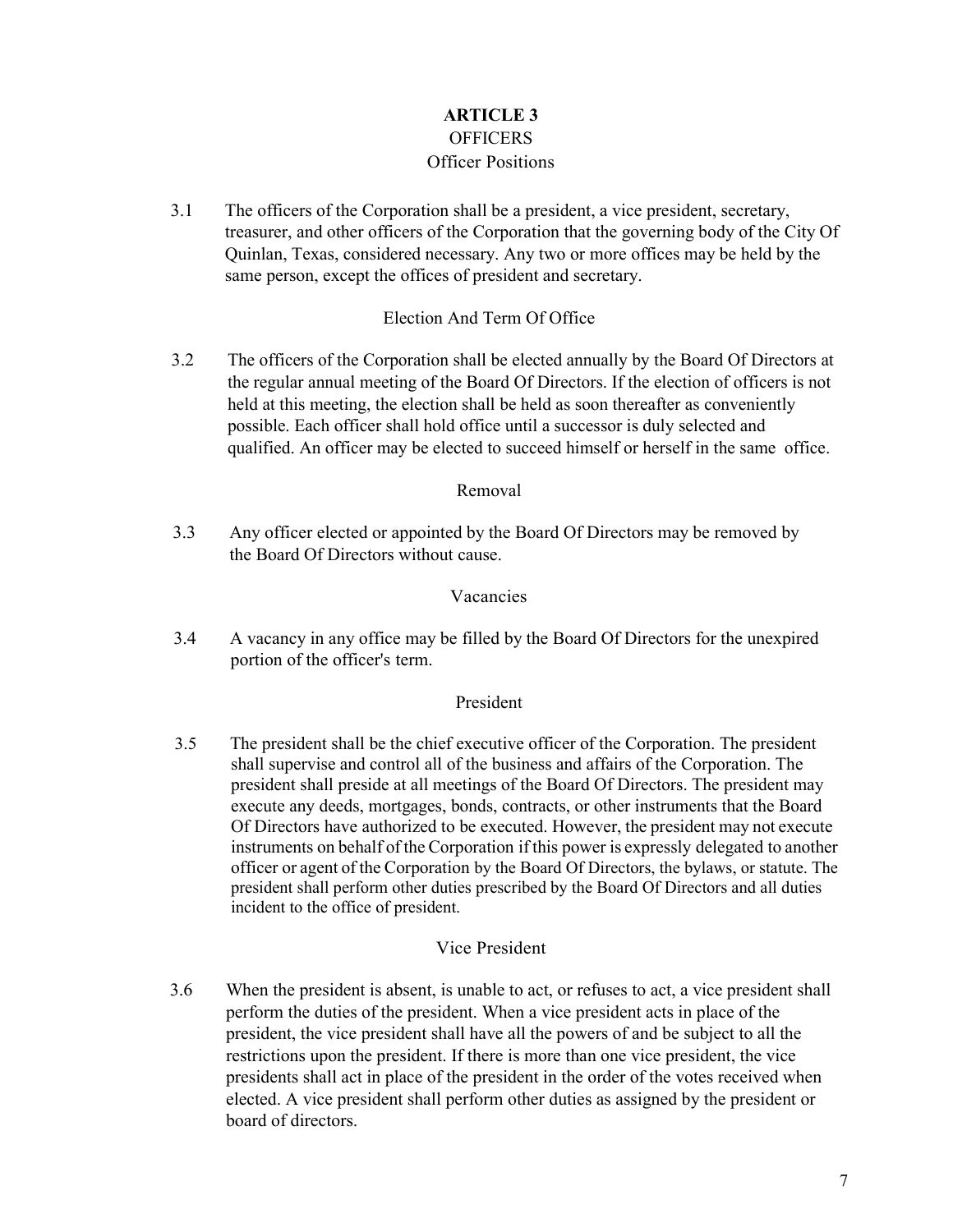# ARTICLE 3

## OFFICERS

### Officer Positions

3.1 The officers of the Corporation shall be a president, a vice president, secretary, treasurer, and other officers of the Corporation that the governing body of the City Of Quinlan, Texas, considered necessary. Any two or more offices may be held by the same person, except the offices of president and secretary.

### Election And Term Of Office

3.2 The officers of the Corporation shall be elected annually by the Board Of Directors at the regular annual meeting of the Board Of Directors. If the election of officers is not held at this meeting, the election shall be held as soon thereafter as conveniently possible. Each officer shall hold office until a successor is duly selected and qualified. An officer may be elected to succeed himself or herself in the same office.

### Removal

3.3 Any officer elected or appointed by the Board Of Directors may be removed by the Board Of Directors without cause.

### Vacancies

3.4 A vacancy in any office may be filled by the Board Of Directors for the unexpired portion of the officer's term.

### President

3.5 The president shall be the chief executive officer of the Corporation. The president shall supervise and control all of the business and affairs of the Corporation. The president shall preside at all meetings of the Board Of Directors. The president may execute any deeds, mortgages, bonds, contracts, or other instruments that the Board Of Directors have authorized to be executed. However, the president may not execute instruments on behalf of the Corporation if this power is expressly delegated to another officer or agent of the Corporation by the Board Of Directors, the bylaws, or statute. The president shall perform other duties prescribed by the Board Of Directors and all duties incident to the office of president.

### Vice President

3.6 When the president is absent, is unable to act, or refuses to act, a vice president shall perform the duties of the president. When a vice president acts in place of the president, the vice president shall have all the powers of and be subject to all the restrictions upon the president. If there is more than one vice president, the vice presidents shall act in place of the president in the order of the votes received when elected. A vice president shall perform other duties as assigned by the president or board of directors.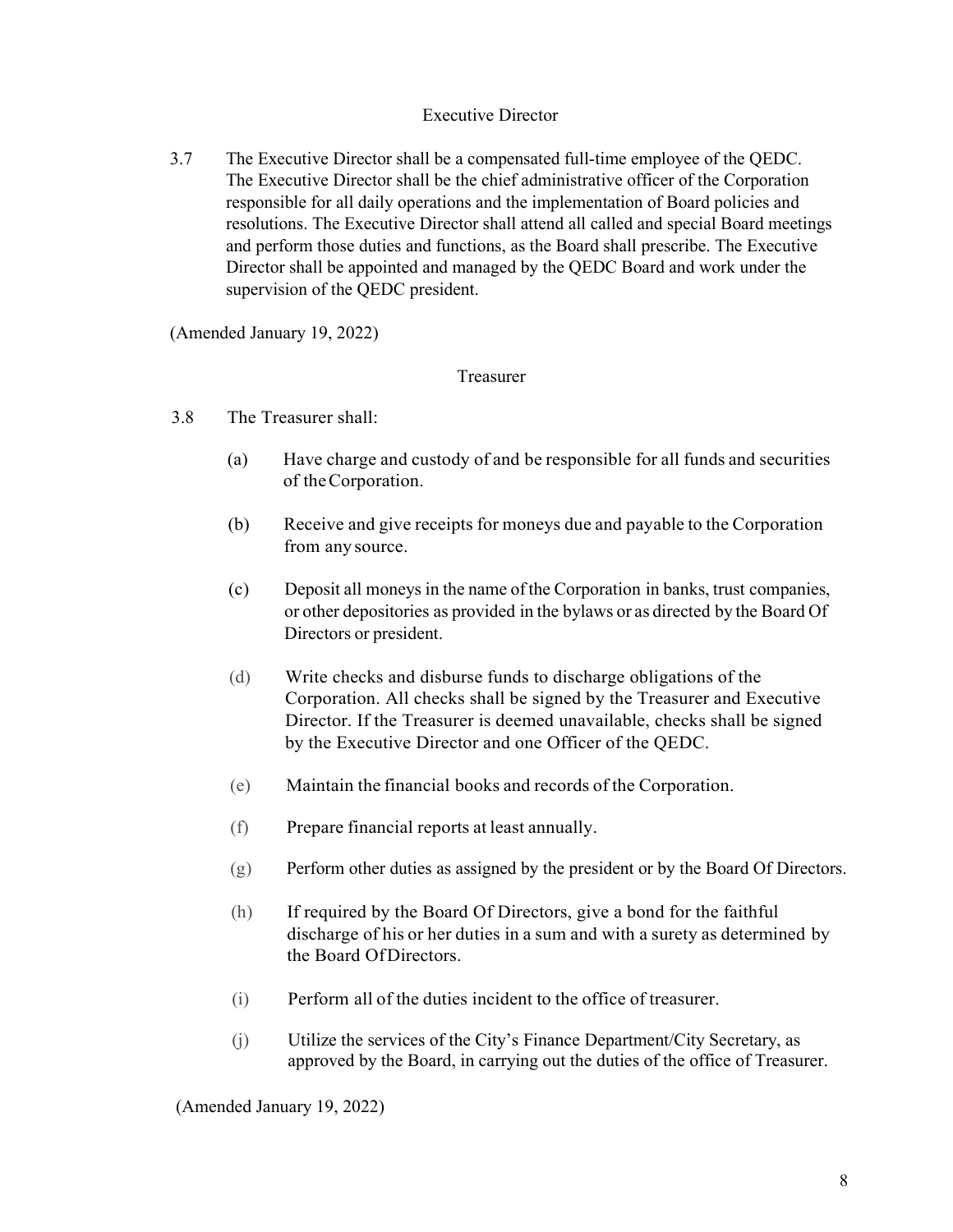### Executive Director

3.7 The Executive Director shall be a compensated full-time employee of the QEDC. The Executive Director shall be the chief administrative officer of the Corporation responsible for all daily operations and the implementation of Board policies and resolutions. The Executive Director shall attend all called and special Board meetings and perform those duties and functions, as the Board shall prescribe. The Executive Director shall be appointed and managed by the QEDC Board and work under the supervision of the QEDC president.

(Amended January 19, 2022)

### Treasurer

3.8 The Treasurer shall:

(a) Have charge and custody of and be responsible for all funds and securities of the Corporation.

(b) Receive and give receipts for moneys due and payable to the Corporation from any source.

(c) Deposit all moneys in the name of the Corporation in banks, trust companies, or other depositories as provided in the bylaws or as directed by the Board Of Directors or president.

(d) Write checks and disburse funds to discharge obligations of the Corporation. All checks shall be signed by the Treasurer and Executive Director. If the Treasurer is deemed unavailable, checks shall be signed by the Executive Director and one Officer of the QEDC.

(e) Maintain the financial books and records of the Corporation.

(f) Prepare financial reports at least annually.

(g) Perform other duties as assigned by the president or by the Board Of Directors.

(h) If required by the Board Of Directors, give a bond for the faithful discharge of his or her duties in a sum and with a surety as determined by the Board Of Directors.

(i) Perform all of the duties incident to the office of treasurer.

(j) Utilize the services of the City's Finance Department/City Secretary, as approved by the Board, in carrying out the duties of the office of Treasurer.

(Amended January 19, 2022)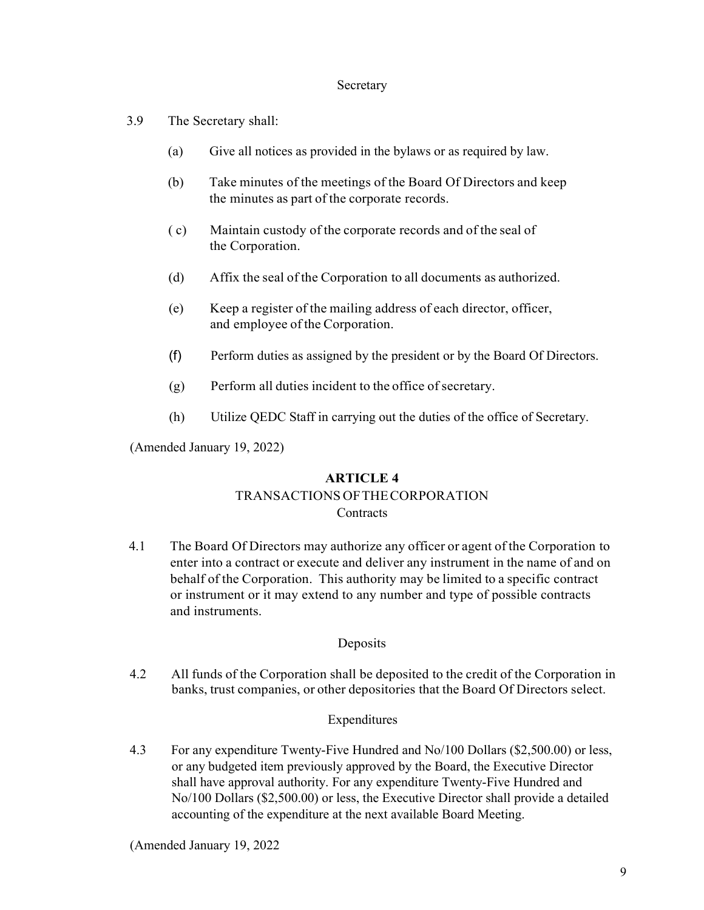### Secretary

3.9 The Secretary shall:

(a) Give all notices as provided in the bylaws or as required by law.

(b) Take minutes of the meetings of the Board Of Directors and keep the minutes as part of the corporate records.

( c) Maintain custody of the corporate records and of the seal of the Corporation.

(d) Affix the seal of the Corporation to all documents as authorized.

(e) Keep a register of the mailing address of each director, officer, and employee of the Corporation.

(f) Perform duties as assigned by the president or by the Board Of Directors.

(g) Perform all duties incident to the office of secretary.

(h) Utilize QEDC Staff in carrying out the duties of the office of Secretary.

(Amended January 19, 2022)

## ARTICLE 4

## TRANSACTIONS OF THE CORPORATION

### Contracts

4.1 The Board Of Directors may authorize any officer or agent of the Corporation to enter into a contract or execute and deliver any instrument in the name of and on behalf of the Corporation. This authority may be limited to a specific contract or instrument or it may extend to any number and type of possible contracts and instruments.

### Deposits

4.2 All funds of the Corporation shall be deposited to the credit of the Corporation in banks, trust companies, or other depositories that the Board Of Directors select.

### Expenditures

4.3 For any expenditure Twenty-Five Hundred and No/100 Dollars ($2,500.00) or less, or any budgeted item previously approved by the Board, the Executive Director shall have approval authority. For any expenditure Twenty-Five Hundred and No/100 Dollars ($2,500.00) or less, the Executive Director shall provide a detailed accounting of the expenditure at the next available Board Meeting.

(Amended January 19, 2022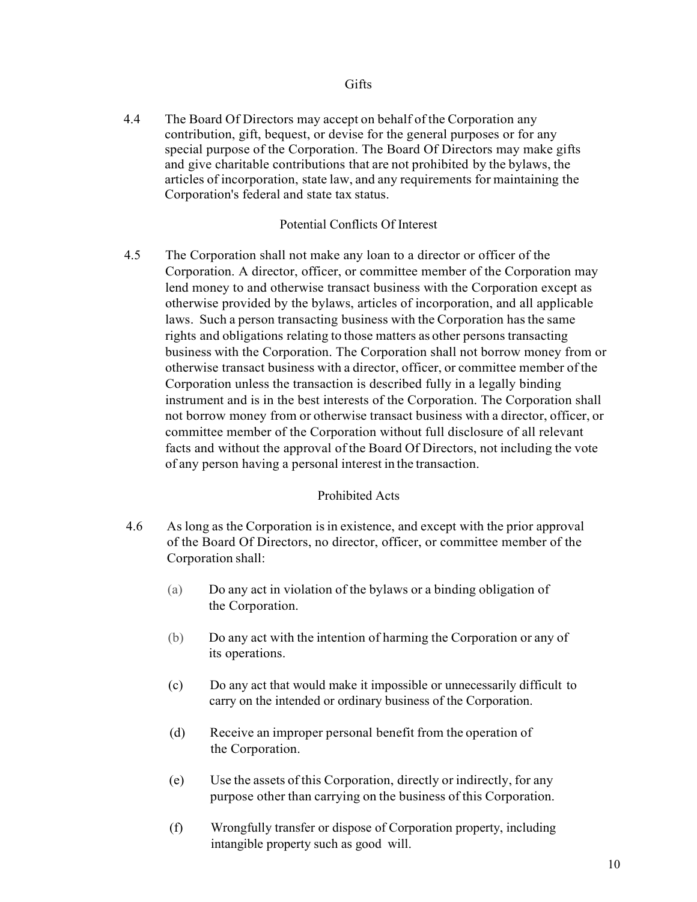### Gifts

4.4 The Board Of Directors may accept on behalf of the Corporation any contribution, gift, bequest, or devise for the general purposes or for any special purpose of the Corporation. The Board Of Directors may make gifts and give charitable contributions that are not prohibited by the bylaws, the articles of incorporation, state law, and any requirements for maintaining the Corporation's federal and state tax status.

### Potential Conflicts Of Interest

4.5 The Corporation shall not make any loan to a director or officer of the Corporation. A director, officer, or committee member of the Corporation may lend money to and otherwise transact business with the Corporation except as otherwise provided by the bylaws, articles of incorporation, and all applicable laws. Such a person transacting business with the Corporation has the same rights and obligations relating to those matters as other persons transacting business with the Corporation. The Corporation shall not borrow money from or otherwise transact business with a director, officer, or committee member of the Corporation unless the transaction is described fully in a legally binding instrument and is in the best interests of the Corporation. The Corporation shall not borrow money from or otherwise transact business with a director, officer, or committee member of the Corporation without full disclosure of all relevant facts and without the approval of the Board Of Directors, not including the vote of any person having a personal interest in the transaction.

### Prohibited Acts

4.6 As long as the Corporation is in existence, and except with the prior approval of the Board Of Directors, no director, officer, or committee member of the Corporation shall:

(a) Do any act in violation of the bylaws or a binding obligation of the Corporation.

(b) Do any act with the intention of harming the Corporation or any of its operations.

(c) Do any act that would make it impossible or unnecessarily difficult to carry on the intended or ordinary business of the Corporation.

(d) Receive an improper personal benefit from the operation of the Corporation.

(e) Use the assets of this Corporation, directly or indirectly, for any purpose other than carrying on the business of this Corporation.

(f) Wrongfully transfer or dispose of Corporation property, including intangible property such as good will.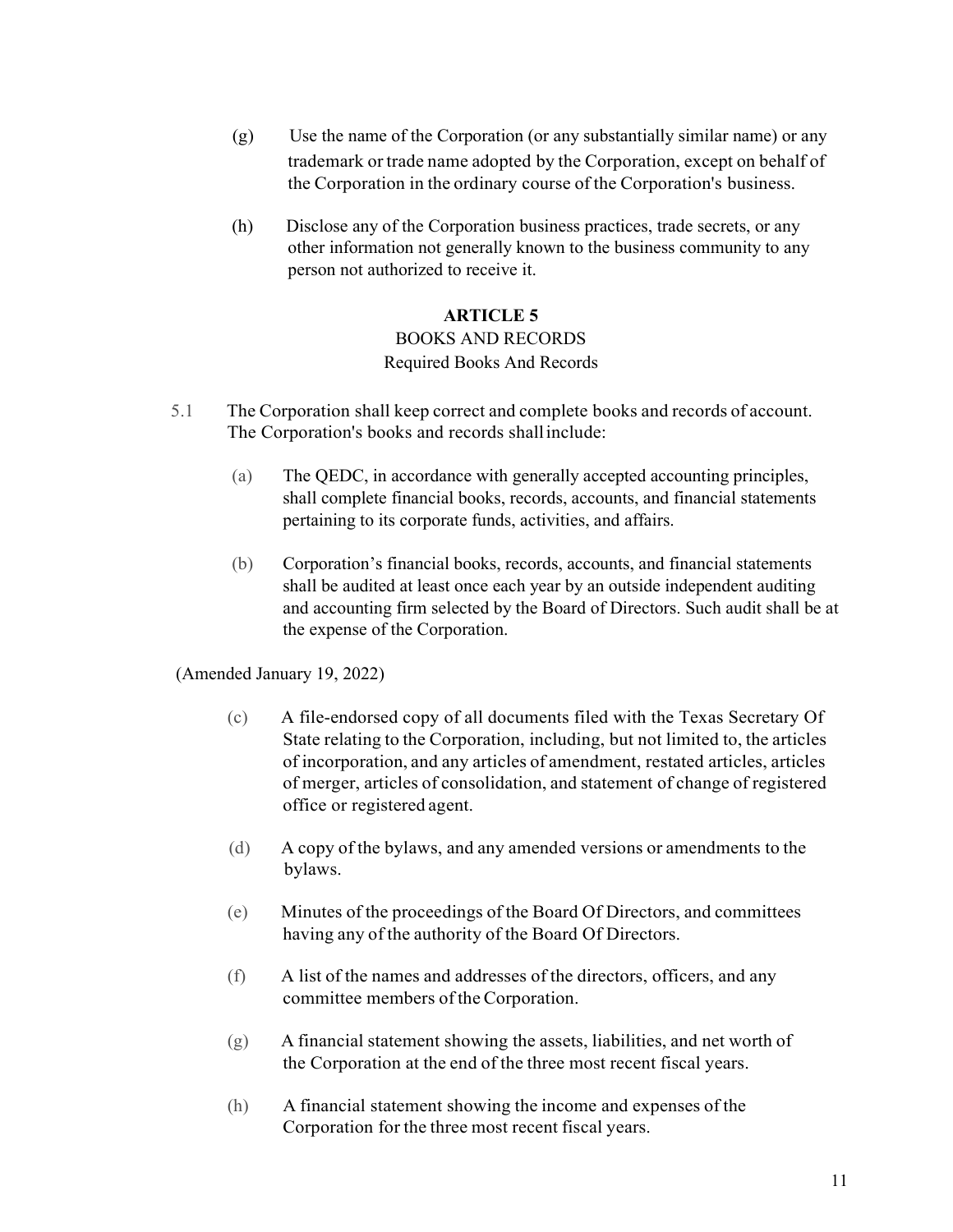(g) Use the name of the Corporation (or any substantially similar name) or any trademark or trade name adopted by the Corporation, except on behalf of the Corporation in the ordinary course of the Corporation's business.

(h) Disclose any of the Corporation business practices, trade secrets, or any other information not generally known to the business community to any person not authorized to receive it.

## ARTICLE 5

### BOOKS AND RECORDS

#### Required Books And Records

5.1 The Corporation shall keep correct and complete books and records of account. The Corporation's books and records shall include:

(a) The QEDC, in accordance with generally accepted accounting principles, shall complete financial books, records, accounts, and financial statements pertaining to its corporate funds, activities, and affairs.

(b) Corporation's financial books, records, accounts, and financial statements shall be audited at least once each year by an outside independent auditing and accounting firm selected by the Board of Directors. Such audit shall be at the expense of the Corporation.

(Amended January 19, 2022)

(c) A file-endorsed copy of all documents filed with the Texas Secretary Of State relating to the Corporation, including, but not limited to, the articles of incorporation, and any articles of amendment, restated articles, articles of merger, articles of consolidation, and statement of change of registered office or registered agent.

(d) A copy of the bylaws, and any amended versions or amendments to the bylaws.

(e) Minutes of the proceedings of the Board Of Directors, and committees having any of the authority of the Board Of Directors.

(f) A list of the names and addresses of the directors, officers, and any committee members of the Corporation.

(g) A financial statement showing the assets, liabilities, and net worth of the Corporation at the end of the three most recent fiscal years.

(h) A financial statement showing the income and expenses of the Corporation for the three most recent fiscal years.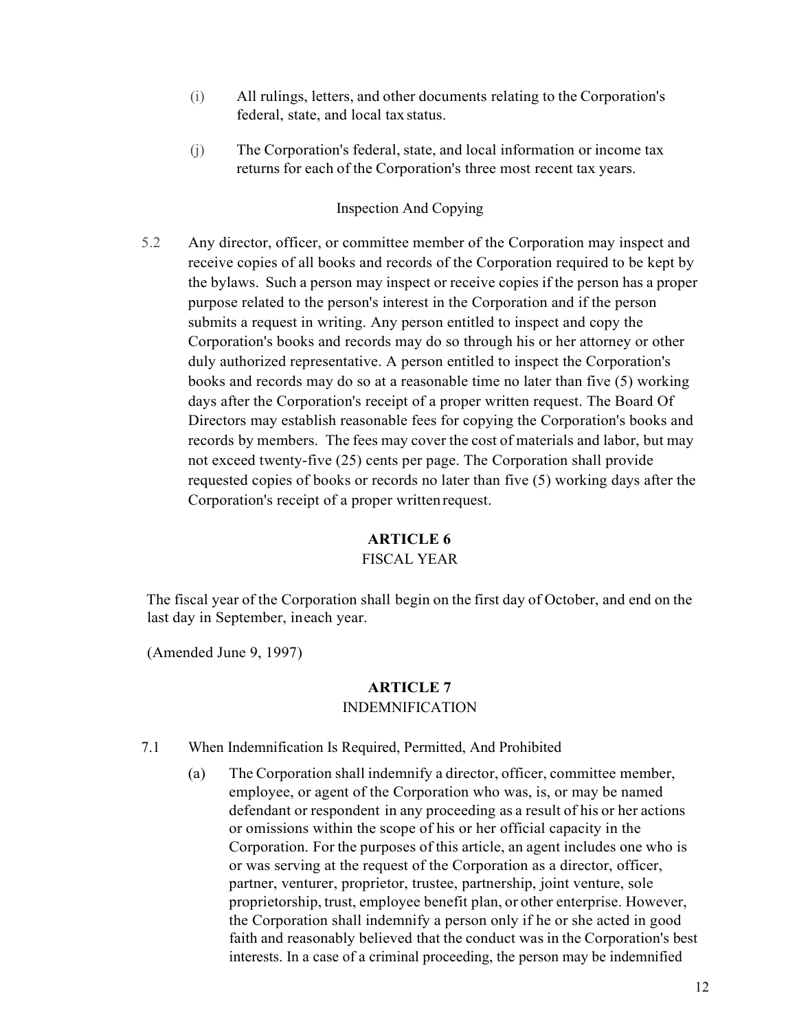(i) All rulings, letters, and other documents relating to the Corporation's federal, state, and local tax status.

(j) The Corporation's federal, state, and local information or income tax returns for each of the Corporation's three most recent tax years.

Inspection And Copying

5.2 Any director, officer, or committee member of the Corporation may inspect and receive copies of all books and records of the Corporation required to be kept by the bylaws. Such a person may inspect or receive copies if the person has a proper purpose related to the person's interest in the Corporation and if the person submits a request in writing. Any person entitled to inspect and copy the Corporation's books and records may do so through his or her attorney or other duly authorized representative. A person entitled to inspect the Corporation's books and records may do so at a reasonable time no later than five (5) working days after the Corporation's receipt of a proper written request. The Board Of Directors may establish reasonable fees for copying the Corporation's books and records by members. The fees may cover the cost of materials and labor, but may not exceed twenty-five (25) cents per page. The Corporation shall provide requested copies of books or records no later than five (5) working days after the Corporation's receipt of a proper written request.

## ARTICLE 6
FISCAL YEAR

The fiscal year of the Corporation shall begin on the first day of October, and end on the last day in September, in each year.

(Amended June 9, 1997)

## ARTICLE 7
INDEMNIFICATION

7.1 When Indemnification Is Required, Permitted, And Prohibited

(a) The Corporation shall indemnify a director, officer, committee member, employee, or agent of the Corporation who was, is, or may be named defendant or respondent in any proceeding as a result of his or her actions or omissions within the scope of his or her official capacity in the Corporation. For the purposes of this article, an agent includes one who is or was serving at the request of the Corporation as a director, officer, partner, venturer, proprietor, trustee, partnership, joint venture, sole proprietorship, trust, employee benefit plan, or other enterprise. However, the Corporation shall indemnify a person only if he or she acted in good faith and reasonably believed that the conduct was in the Corporation's best interests. In a case of a criminal proceeding, the person may be indemnified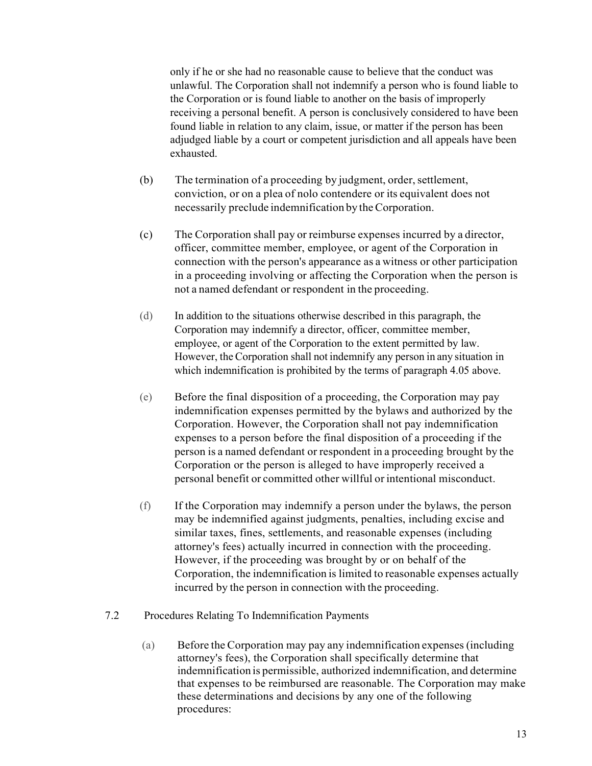only if he or she had no reasonable cause to believe that the conduct was unlawful. The Corporation shall not indemnify a person who is found liable to the Corporation or is found liable to another on the basis of improperly receiving a personal benefit. A person is conclusively considered to have been found liable in relation to any claim, issue, or matter if the person has been adjudged liable by a court or competent jurisdiction and all appeals have been exhausted.

(b) The termination of a proceeding by judgment, order, settlement, conviction, or on a plea of nolo contendere or its equivalent does not necessarily preclude indemnification by the Corporation.

(c) The Corporation shall pay or reimburse expenses incurred by a director, officer, committee member, employee, or agent of the Corporation in connection with the person's appearance as a witness or other participation in a proceeding involving or affecting the Corporation when the person is not a named defendant or respondent in the proceeding.

(d) In addition to the situations otherwise described in this paragraph, the Corporation may indemnify a director, officer, committee member, employee, or agent of the Corporation to the extent permitted by law. However, the Corporation shall not indemnify any person in any situation in which indemnification is prohibited by the terms of paragraph 4.05 above.

(e) Before the final disposition of a proceeding, the Corporation may pay indemnification expenses permitted by the bylaws and authorized by the Corporation. However, the Corporation shall not pay indemnification expenses to a person before the final disposition of a proceeding if the person is a named defendant or respondent in a proceeding brought by the Corporation or the person is alleged to have improperly received a personal benefit or committed other willful or intentional misconduct.

(f) If the Corporation may indemnify a person under the bylaws, the person may be indemnified against judgments, penalties, including excise and similar taxes, fines, settlements, and reasonable expenses (including attorney's fees) actually incurred in connection with the proceeding. However, if the proceeding was brought by or on behalf of the Corporation, the indemnification is limited to reasonable expenses actually incurred by the person in connection with the proceeding.

## 7.2 Procedures Relating To Indemnification Payments

(a) Before the Corporation may pay any indemnification expenses (including attorney's fees), the Corporation shall specifically determine that indemnification is permissible, authorized indemnification, and determine that expenses to be reimbursed are reasonable. The Corporation may make these determinations and decisions by any one of the following procedures: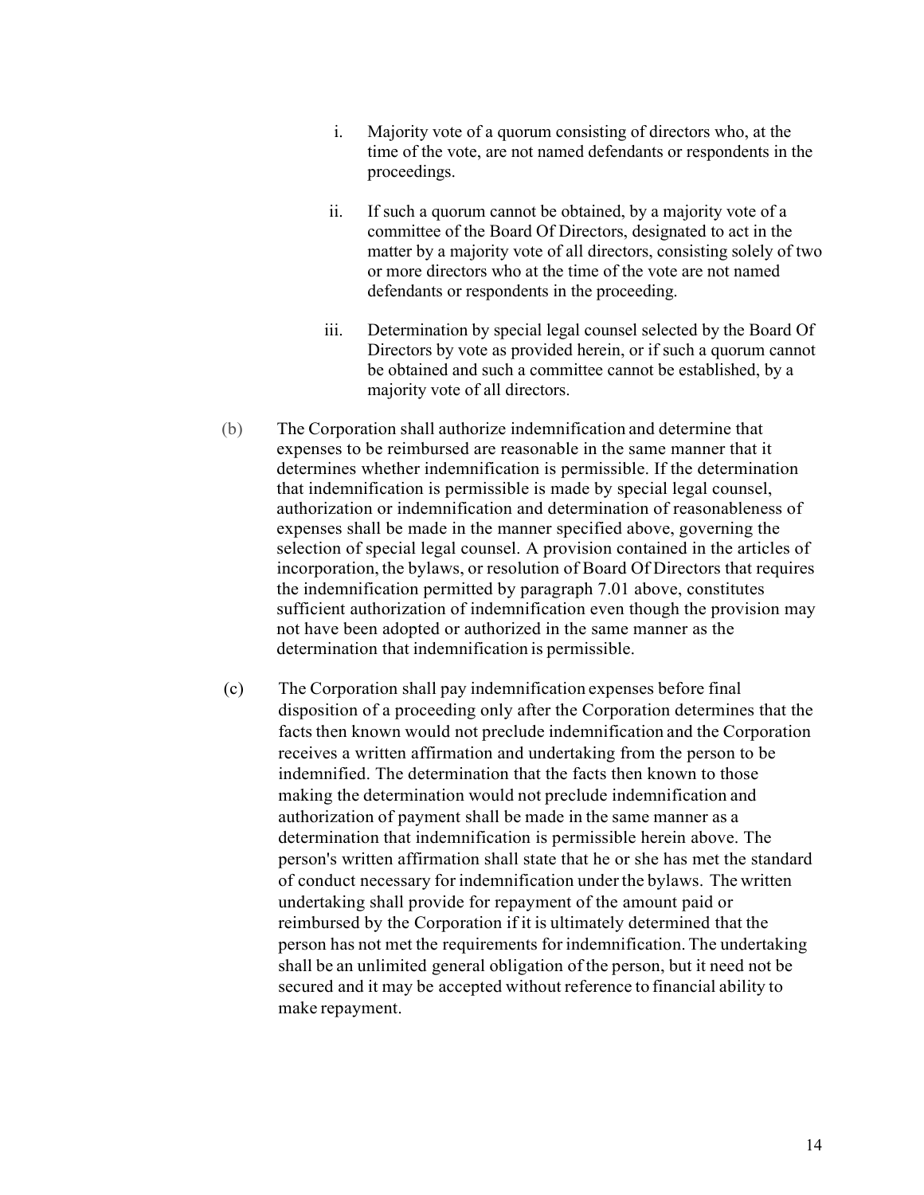i. Majority vote of a quorum consisting of directors who, at the time of the vote, are not named defendants or respondents in the proceedings.

ii. If such a quorum cannot be obtained, by a majority vote of a committee of the Board Of Directors, designated to act in the matter by a majority vote of all directors, consisting solely of two or more directors who at the time of the vote are not named defendants or respondents in the proceeding.

iii. Determination by special legal counsel selected by the Board Of Directors by vote as provided herein, or if such a quorum cannot be obtained and such a committee cannot be established, by a majority vote of all directors.

(b) The Corporation shall authorize indemnification and determine that expenses to be reimbursed are reasonable in the same manner that it determines whether indemnification is permissible. If the determination that indemnification is permissible is made by special legal counsel, authorization or indemnification and determination of reasonableness of expenses shall be made in the manner specified above, governing the selection of special legal counsel. A provision contained in the articles of incorporation, the bylaws, or resolution of Board Of Directors that requires the indemnification permitted by paragraph 7.01 above, constitutes sufficient authorization of indemnification even though the provision may not have been adopted or authorized in the same manner as the determination that indemnification is permissible.

(c) The Corporation shall pay indemnification expenses before final disposition of a proceeding only after the Corporation determines that the facts then known would not preclude indemnification and the Corporation receives a written affirmation and undertaking from the person to be indemnified. The determination that the facts then known to those making the determination would not preclude indemnification and authorization of payment shall be made in the same manner as a determination that indemnification is permissible herein above. The person's written affirmation shall state that he or she has met the standard of conduct necessary for indemnification under the bylaws. The written undertaking shall provide for repayment of the amount paid or reimbursed by the Corporation if it is ultimately determined that the person has not met the requirements for indemnification. The undertaking shall be an unlimited general obligation of the person, but it need not be secured and it may be accepted without reference to financial ability to make repayment.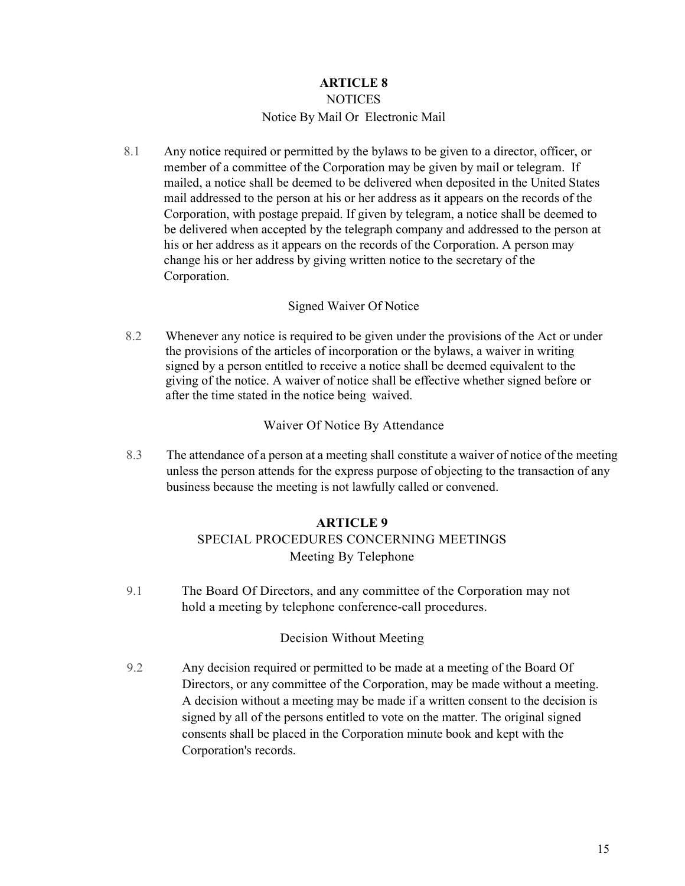## ARTICLE 8

### NOTICES

#### Notice By Mail Or Electronic Mail

8.1 Any notice required or permitted by the bylaws to be given to a director, officer, or member of a committee of the Corporation may be given by mail or telegram. If mailed, a notice shall be deemed to be delivered when deposited in the United States mail addressed to the person at his or her address as it appears on the records of the Corporation, with postage prepaid. If given by telegram, a notice shall be deemed to be delivered when accepted by the telegraph company and addressed to the person at his or her address as it appears on the records of the Corporation. A person may change his or her address by giving written notice to the secretary of the Corporation.

#### Signed Waiver Of Notice

8.2 Whenever any notice is required to be given under the provisions of the Act or under the provisions of the articles of incorporation or the bylaws, a waiver in writing signed by a person entitled to receive a notice shall be deemed equivalent to the giving of the notice. A waiver of notice shall be effective whether signed before or after the time stated in the notice being waived.

#### Waiver Of Notice By Attendance

8.3 The attendance of a person at a meeting shall constitute a waiver of notice of the meeting unless the person attends for the express purpose of objecting to the transaction of any business because the meeting is not lawfully called or convened.

## ARTICLE 9

### SPECIAL PROCEDURES CONCERNING MEETINGS

#### Meeting By Telephone

9.1 The Board Of Directors, and any committee of the Corporation may not hold a meeting by telephone conference-call procedures.

#### Decision Without Meeting

9.2 Any decision required or permitted to be made at a meeting of the Board Of Directors, or any committee of the Corporation, may be made without a meeting. A decision without a meeting may be made if a written consent to the decision is signed by all of the persons entitled to vote on the matter. The original signed consents shall be placed in the Corporation minute book and kept with the Corporation's records.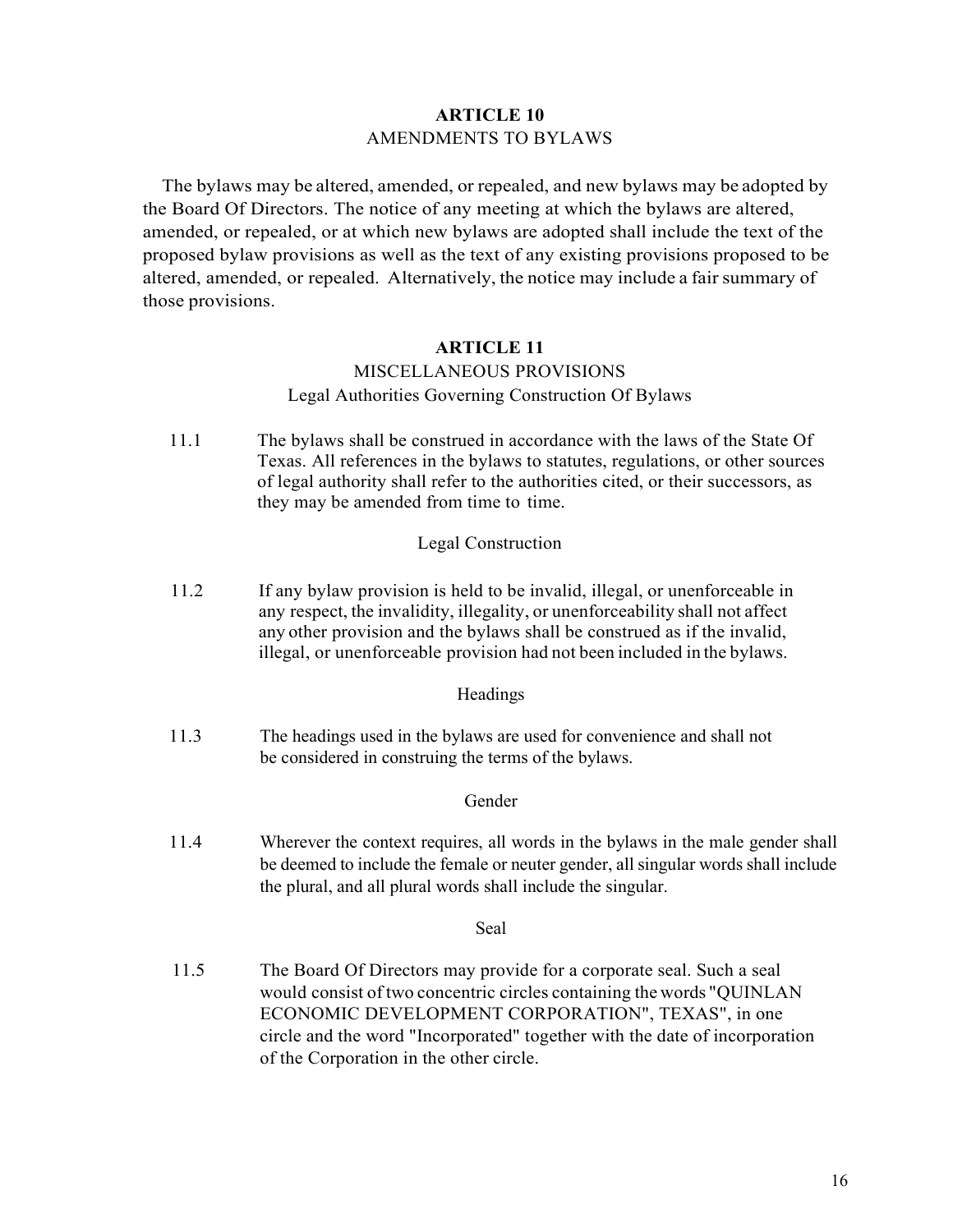## ARTICLE 10
## AMENDMENTS TO BYLAWS

The bylaws may be altered, amended, or repealed, and new bylaws may be adopted by the Board Of Directors. The notice of any meeting at which the bylaws are altered, amended, or repealed, or at which new bylaws are adopted shall include the text of the proposed bylaw provisions as well as the text of any existing provisions proposed to be altered, amended, or repealed. Alternatively, the notice may include a fair summary of those provisions.

## ARTICLE 11
## MISCELLANEOUS PROVISIONS

### Legal Authorities Governing Construction Of Bylaws

11.1 The bylaws shall be construed in accordance with the laws of the State Of Texas. All references in the bylaws to statutes, regulations, or other sources of legal authority shall refer to the authorities cited, or their successors, as they may be amended from time to time.

### Legal Construction

11.2 If any bylaw provision is held to be invalid, illegal, or unenforceable in any respect, the invalidity, illegality, or unenforceability shall not affect any other provision and the bylaws shall be construed as if the invalid, illegal, or unenforceable provision had not been included in the bylaws.

### Headings

11.3 The headings used in the bylaws are used for convenience and shall not be considered in construing the terms of the bylaws.

### Gender

11.4 Wherever the context requires, all words in the bylaws in the male gender shall be deemed to include the female or neuter gender, all singular words shall include the plural, and all plural words shall include the singular.

### Seal

11.5 The Board Of Directors may provide for a corporate seal. Such a seal would consist of two concentric circles containing the words "QUINLAN ECONOMIC DEVELOPMENT CORPORATION", TEXAS", in one circle and the word "Incorporated" together with the date of incorporation of the Corporation in the other circle.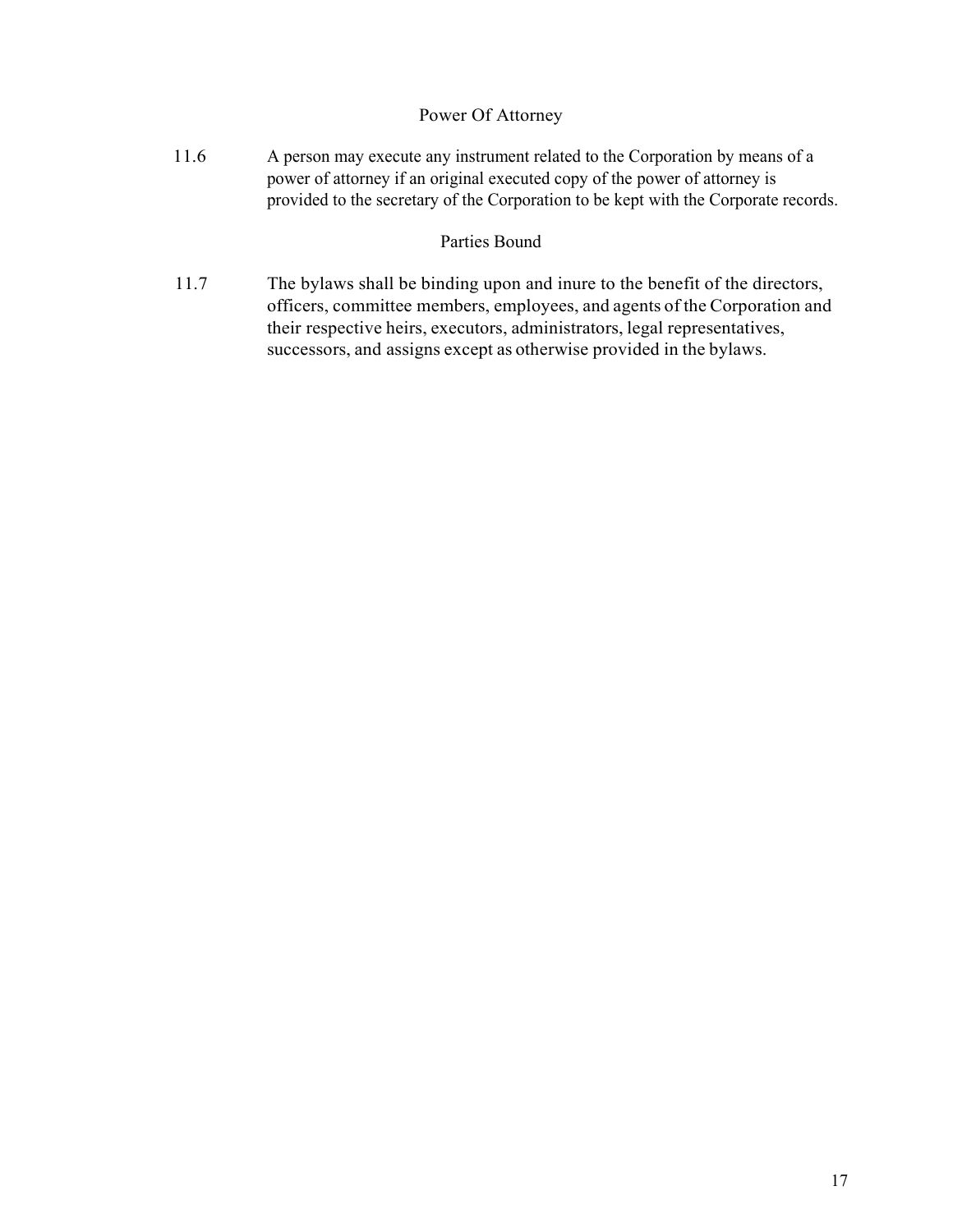### Power Of Attorney

11.6 A person may execute any instrument related to the Corporation by means of a power of attorney if an original executed copy of the power of attorney is provided to the secretary of the Corporation to be kept with the Corporate records.

### Parties Bound

11.7 The bylaws shall be binding upon and inure to the benefit of the directors, officers, committee members, employees, and agents of the Corporation and their respective heirs, executors, administrators, legal representatives, successors, and assigns except as otherwise provided in the bylaws.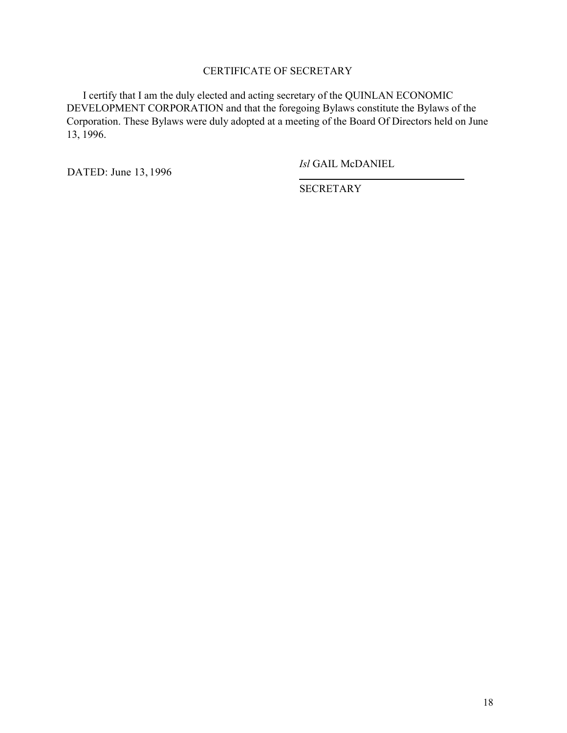## CERTIFICATE OF SECRETARY

I certify that I am the duly elected and acting secretary of the QUINLAN ECONOMIC DEVELOPMENT CORPORATION and that the foregoing Bylaws constitute the Bylaws of the Corporation. These Bylaws were duly adopted at a meeting of the Board Of Directors held on June 13, 1996.

DATED: June 13, 1996

*Isl* GAIL McDANIEL

SECRETARY